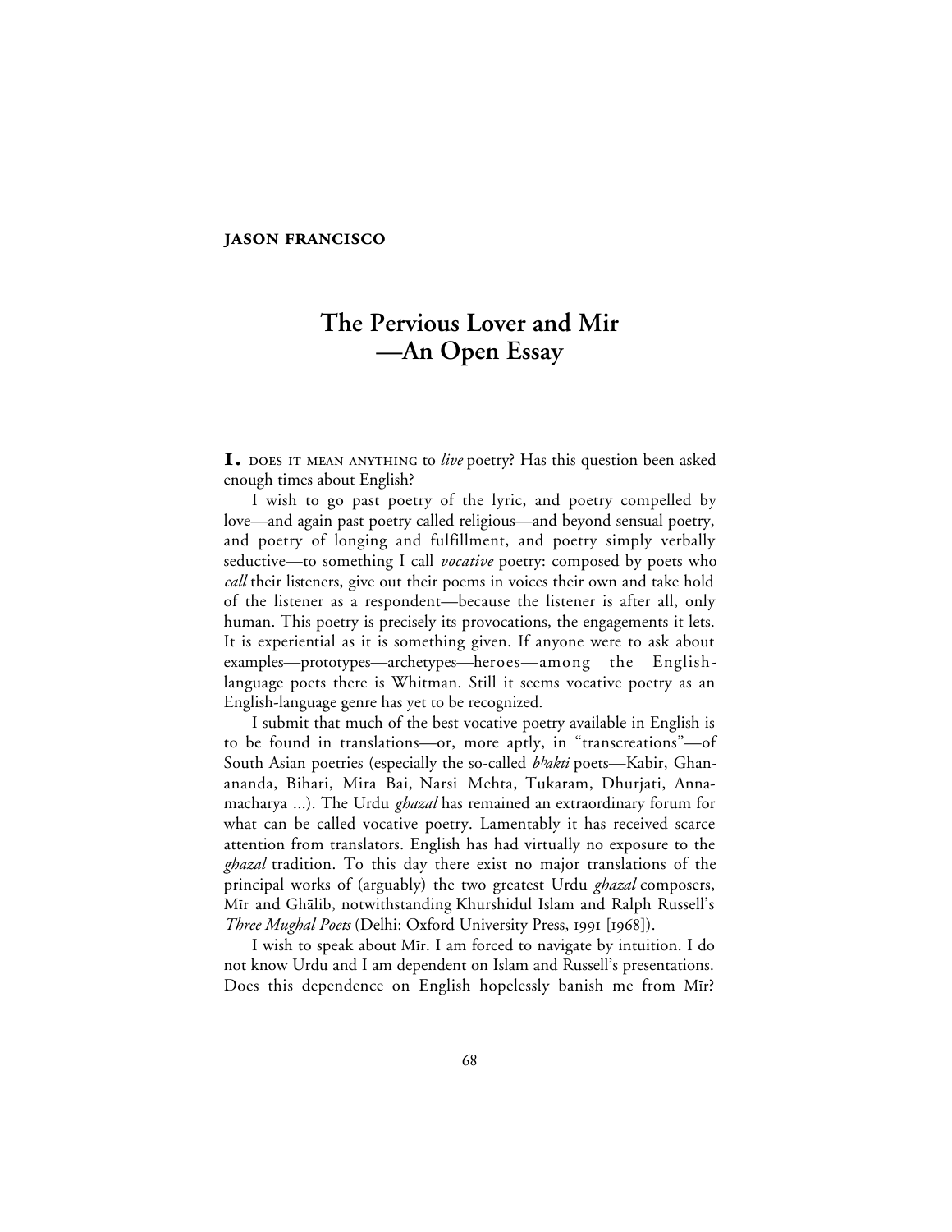**JASON FRANCISCO**

# The Pervious Lover and Mir —An Open Essay

**1.** DOES IT MEAN ANYTHING to *live* poetry? Has this question been asked enough times about English?

I wish to go past poetry of the lyric, and poetry compelled by love—and again past poetry called religious—and beyond sensual poetry, and poetry of longing and fulfillment, and poetry simply verbally seductive—to something I call *vocative* poetry: composed by poets who *call* their listeners, give out their poems in voices their own and take hold of the listener as a respondent—because the listener is after all, only human. This poetry is precisely its provocations, the engagements it lets. It is experiential as it is something given. If anyone were to ask about examples—prototypes—archetypes—heroes—among the English-language poets there is Whitman. Still it seems vocative poetry as an English-language genre has yet to be recognized.

I submit that much of the best vocative poetry available in English is to be found in translations—or, more aptly, in "transcreations"—of South Asian poetries (especially the so-called *bʰakti* poets—Kabir, Ghanananda, Bihari, Mira Bai, Narsi Mehta, Tukaram, Dhurjati, Annamacharya ...). The Urdu *ghazal* has remained an extraordinary forum for what can be called vocative poetry. Lamentably it has received scarce attention from translators. English has had virtually no exposure to the *ghazal* tradition. To this day there exist no major translations of the principal works of (arguably) the two greatest Urdu *ghazal* composers, Mīr and Ghālib, notwithstanding Khurshidul Islam and Ralph Russell's *Three Mughal Poets* (Delhi: Oxford University Press, 1991 [1968]).

I wish to speak about Mīr. I am forced to navigate by intuition. I do not know Urdu and I am dependent on Islam and Russell's presentations. Does this dependence on English hopelessly banish me from Mīr?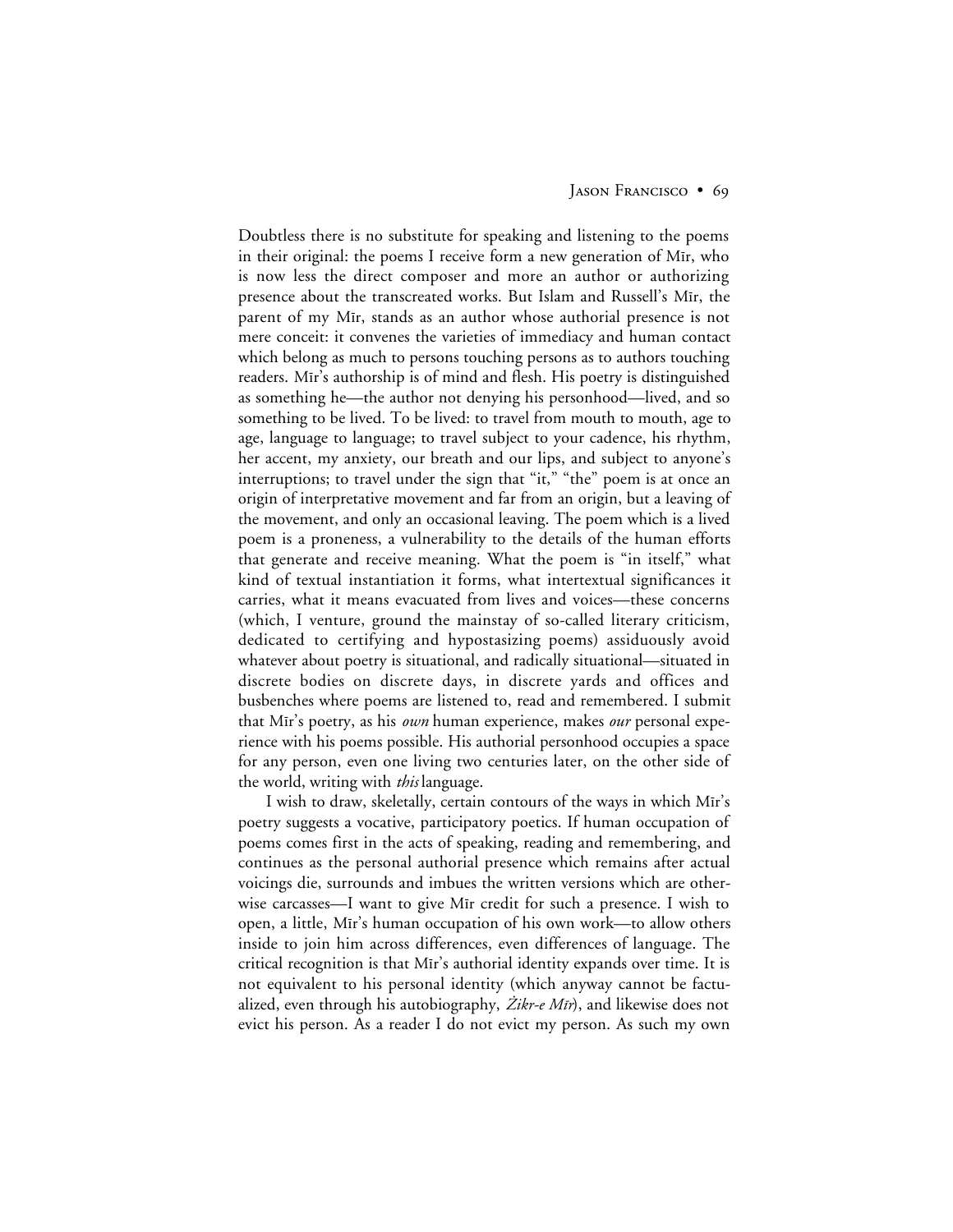Doubtless there is no substitute for speaking and listening to the poems in their original: the poems I receive form a new generation of Mīr, who is now less the direct composer and more an author or authorizing presence about the transcreated works. But Islam and Russell's Mīr, the parent of my Mīr, stands as an author whose authorial presence is not mere conceit: it convenes the varieties of immediacy and human contact which belong as much to persons touching persons as to authors touching readers. Mīr's authorship is of mind and flesh. His poetry is distinguished as something he—the author not denying his personhood—lived, and so something to be lived. To be lived: to travel from mouth to mouth, age to age, language to language; to travel subject to your cadence, his rhythm, her accent, my anxiety, our breath and our lips, and subject to anyone's interruptions; to travel under the sign that "it," "the" poem is at once an origin of interpretative movement and far from an origin, but a leaving of the movement, and only an occasional leaving. The poem which is a lived poem is a proneness, a vulnerability to the details of the human efforts that generate and receive meaning. What the poem is "in itself," what kind of textual instantiation it forms, what intertextual significances it carries, what it means evacuated from lives and voices—these concerns (which, I venture, ground the mainstay of so-called literary criticism, dedicated to certifying and hypostasizing poems) assiduously avoid whatever about poetry is situational, and radically situational—situated in discrete bodies on discrete days, in discrete yards and offices and busbenches where poems are listened to, read and remembered. I submit that Mīr's poetry, as his *own* human experience, makes *our* personal experience with his poems possible. His authorial personhood occupies a space for any person, even one living two centuries later, on the other side of the world, writing with *this* language.

I wish to draw, skeletally, certain contours of the ways in which Mīr's poetry suggests a vocative, participatory poetics. If human occupation of poems comes first in the acts of speaking, reading and remembering, and continues as the personal authorial presence which remains after actual voicings die, surrounds and imbues the written versions which are otherwise carcasses—I want to give Mīr credit for such a presence. I wish to open, a little, Mīr's human occupation of his own work—to allow others inside to join him across differences, even differences of language. The critical recognition is that Mīr's authorial identity expands over time. It is not equivalent to his personal identity (which anyway cannot be factualized, even through his autobiography, *Żikr-e Mīr*), and likewise does not evict his person. As a reader I do not evict my person. As such my own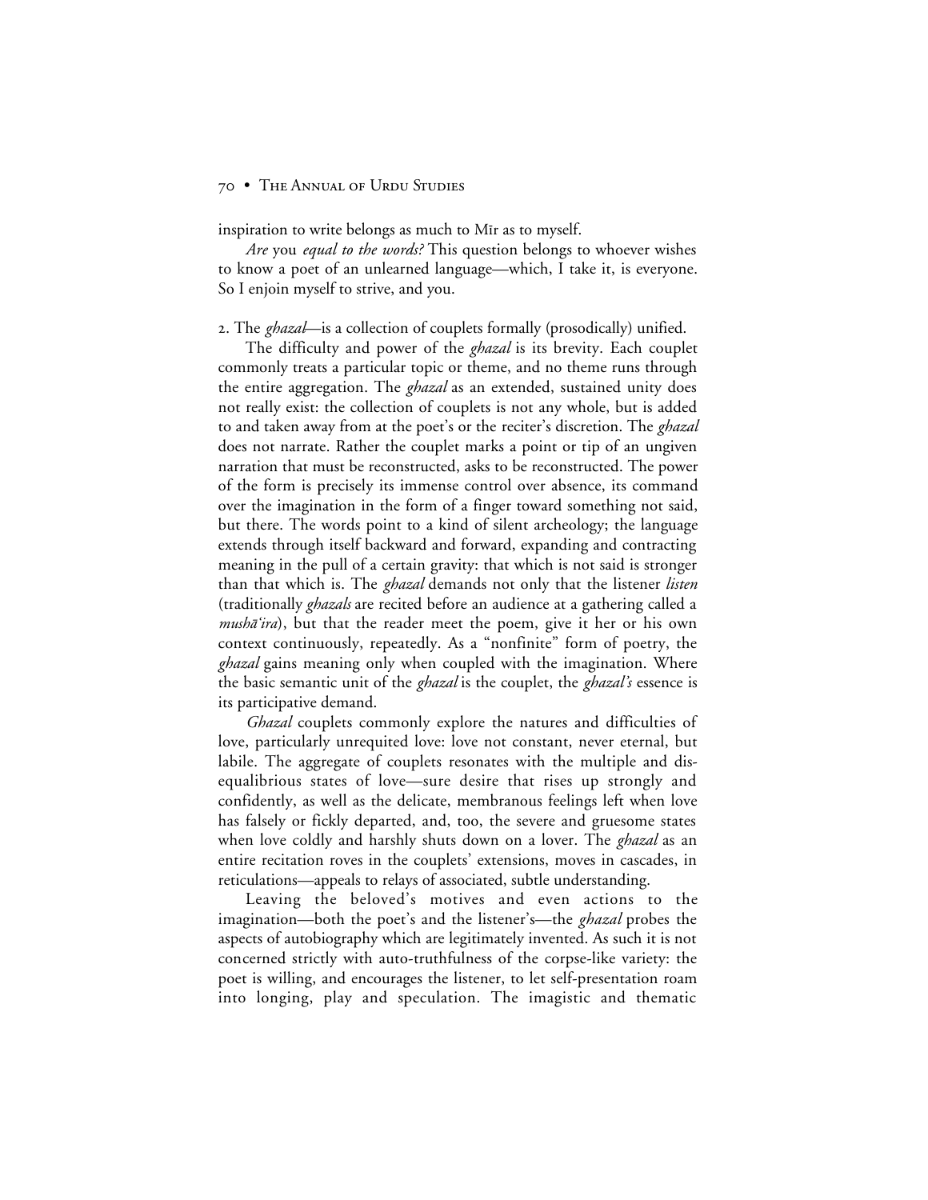inspiration to write belongs as much to Mīr as to myself.

*Are* you *equal to the words?* This question belongs to whoever wishes to know a poet of an unlearned language—which, I take it, is everyone. So I enjoin myself to strive, and you.

2. The *ghazal*—is a collection of couplets formally (prosodically) unified.

The difficulty and power of the *ghazal* is its brevity. Each couplet commonly treats a particular topic or theme, and no theme runs through the entire aggregation. The *ghazal* as an extended, sustained unity does not really exist: the collection of couplets is not any whole, but is added to and taken away from at the poet's or the reciter's discretion. The *ghazal* does not narrate. Rather the couplet marks a point or tip of an ungiven narration that must be reconstructed, asks to be reconstructed. The power of the form is precisely its immense control over absence, its command over the imagination in the form of a finger toward something not said, but there. The words point to a kind of silent archeology; the language extends through itself backward and forward, expanding and contracting meaning in the pull of a certain gravity: that which is not said is stronger than that which is. The *ghazal* demands not only that the listener *listen* (traditionally *ghazals* are recited before an audience at a gathering called a *mushā'ira*), but that the reader meet the poem, give it her or his own context continuously, repeatedly. As a "nonfinite" form of poetry, the *ghazal* gains meaning only when coupled with the imagination. Where the basic semantic unit of the *ghazal* is the couplet, the *ghazal's* essence is its participative demand.

*Ghazal* couplets commonly explore the natures and difficulties of love, particularly unrequited love: love not constant, never eternal, but labile. The aggregate of couplets resonates with the multiple and disequalibrious states of love—sure desire that rises up strongly and confidently, as well as the delicate, membranous feelings left when love has falsely or fickly departed, and, too, the severe and gruesome states when love coldly and harshly shuts down on a lover. The *ghazal* as an entire recitation roves in the couplets' extensions, moves in cascades, in reticulations—appeals to relays of associated, subtle understanding.

Leaving the beloved's motives and even actions to the imagination—both the poet's and the listener's—the *ghazal* probes the aspects of autobiography which are legitimately invented. As such it is not concerned strictly with auto-truthfulness of the corpse-like variety: the poet is willing, and encourages the listener, to let self-presentation roam into longing, play and speculation. The imagistic and thematic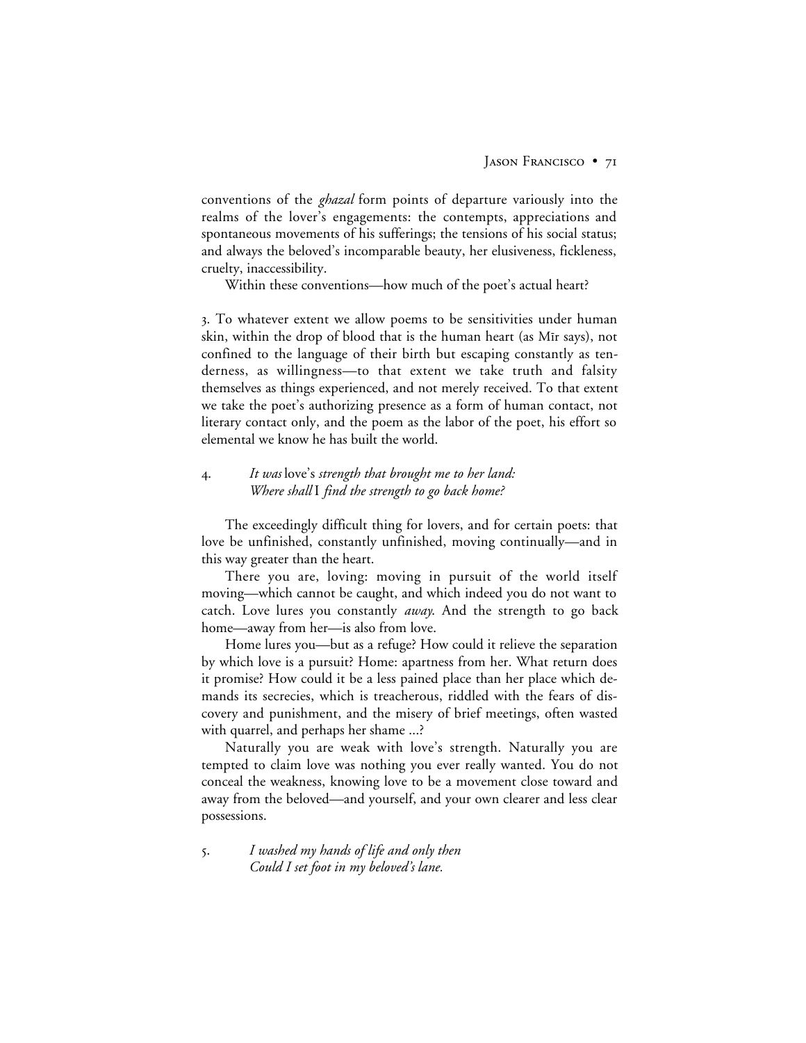conventions of the *ghazal* form points of departure variously into the realms of the lover's engagements: the contempts, appreciations and spontaneous movements of his sufferings; the tensions of his social status; and always the beloved's incomparable beauty, her elusiveness, fickleness, cruelty, inaccessibility.

Within these conventions—how much of the poet's actual heart?

3. To whatever extent we allow poems to be sensitivities under human skin, within the drop of blood that is the human heart (as Mīr says), not confined to the language of their birth but escaping constantly as tenderness, as willingness—to that extent we take truth and falsity themselves as things experienced, and not merely received. To that extent we take the poet's authorizing presence as a form of human contact, not literary contact only, and the poem as the labor of the poet, his effort so elemental we know he has built the world.

4. *It was* love's *strength that brought me to her land:*
*Where shall* I *find the strength to go back home?*

The exceedingly difficult thing for lovers, and for certain poets: that love be unfinished, constantly unfinished, moving continually—and in this way greater than the heart.

There you are, loving: moving in pursuit of the world itself moving—which cannot be caught, and which indeed you do not want to catch. Love lures you constantly *away.* And the strength to go back home—away from her—is also from love.

Home lures you—but as a refuge? How could it relieve the separation by which love is a pursuit? Home: apartness from her. What return does it promise? How could it be a less pained place than her place which demands its secrecies, which is treacherous, riddled with the fears of discovery and punishment, and the misery of brief meetings, often wasted with quarrel, and perhaps her shame ...?

Naturally you are weak with love's strength. Naturally you are tempted to claim love was nothing you ever really wanted. You do not conceal the weakness, knowing love to be a movement close toward and away from the beloved—and yourself, and your own clearer and less clear possessions.

5. *I washed my hands of life and only then*
*Could I set foot in my beloved's lane.*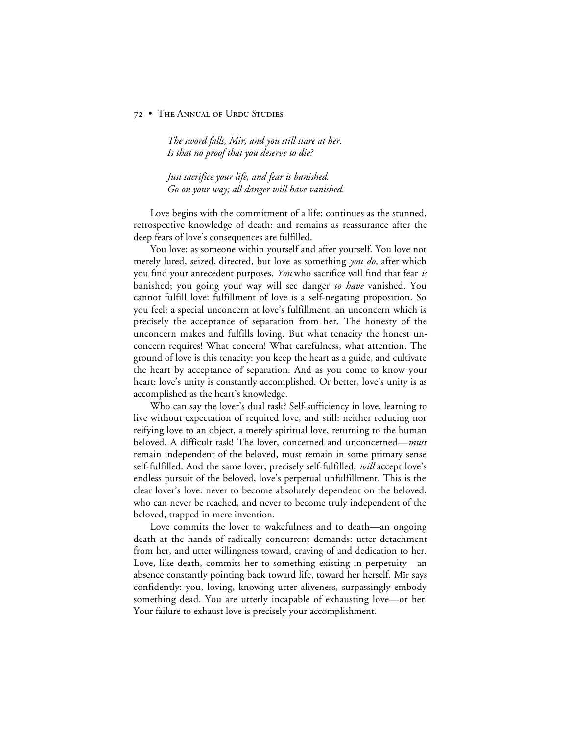*The sword falls, Mir, and you still stare at her.*
*Is that no proof that you deserve to die?*

*Just sacrifice your life, and fear is banished.*
*Go on your way; all danger will have vanished.*

Love begins with the commitment of a life: continues as the stunned, retrospective knowledge of death: and remains as reassurance after the deep fears of love's consequences are fulfilled.

You love: as someone within yourself and after yourself. You love not merely lured, seized, directed, but love as something *you do,* after which you find your antecedent purposes. *You* who sacrifice will find that fear *is* banished; you going your way will see danger *to have* vanished. You cannot fulfill love: fulfillment of love is a self-negating proposition. So you feel: a special unconcern at love's fulfillment, an unconcern which is precisely the acceptance of separation from her. The honesty of the unconcern makes and fulfills loving. But what tenacity the honest unconcern requires! What concern! What carefulness, what attention. The ground of love is this tenacity: you keep the heart as a guide, and cultivate the heart by acceptance of separation. And as you come to know your heart: love's unity is constantly accomplished. Or better, love's unity is as accomplished as the heart's knowledge.

Who can say the lover's dual task? Self-sufficiency in love, learning to live without expectation of requited love, and still: neither reducing nor reifying love to an object, a merely spiritual love, returning to the human beloved. A difficult task! The lover, concerned and unconcerned—*must* remain independent of the beloved, must remain in some primary sense self-fulfilled. And the same lover, precisely self-fulfilled, *will* accept love's endless pursuit of the beloved, love's perpetual unfulfillment. This is the clear lover's love: never to become absolutely dependent on the beloved, who can never be reached, and never to become truly independent of the beloved, trapped in mere invention.

Love commits the lover to wakefulness and to death—an ongoing death at the hands of radically concurrent demands: utter detachment from her, and utter willingness toward, craving of and dedication to her. Love, like death, commits her to something existing in perpetuity—an absence constantly pointing back toward life, toward her herself. Mīr says confidently: you, loving, knowing utter aliveness, surpassingly embody something dead. You are utterly incapable of exhausting love—or her. Your failure to exhaust love is precisely your accomplishment.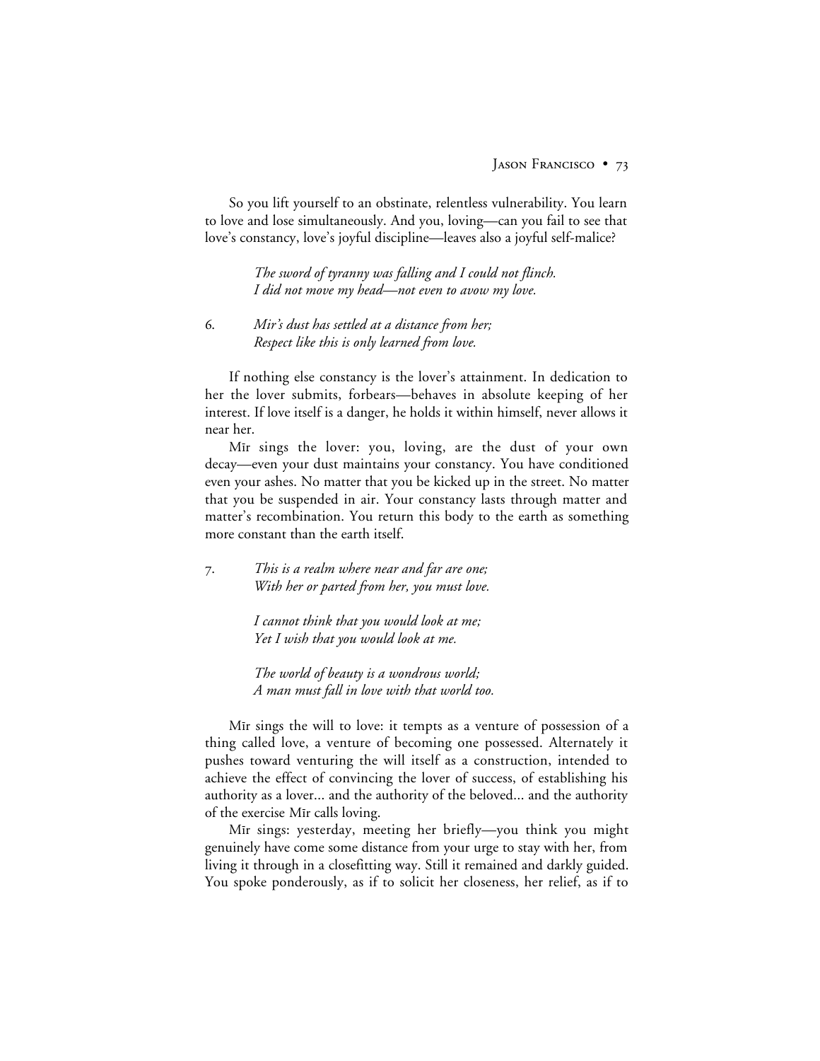So you lift yourself to an obstinate, relentless vulnerability. You learn to love and lose simultaneously. And you, loving—can you fail to see that love's constancy, love's joyful discipline—leaves also a joyful self-malice?

> *The sword of tyranny was falling and I could not flinch.*
> *I did not move my head—not even to avow my love.*

6. *Mir's dust has settled at a distance from her;*
   *Respect like this is only learned from love.*

If nothing else constancy is the lover's attainment. In dedication to her the lover submits, forbears—behaves in absolute keeping of her interest. If love itself is a danger, he holds it within himself, never allows it near her.

Mīr sings the lover: you, loving, are the dust of your own decay—even your dust maintains your constancy. You have conditioned even your ashes. No matter that you be kicked up in the street. No matter that you be suspended in air. Your constancy lasts through matter and matter's recombination. You return this body to the earth as something more constant than the earth itself.

7. *This is a realm where near and far are one;*
   *With her or parted from her, you must love.*

   *I cannot think that you would look at me;*
   *Yet I wish that you would look at me.*

   *The world of beauty is a wondrous world;*
   *A man must fall in love with that world too.*

Mīr sings the will to love: it tempts as a venture of possession of a thing called love, a venture of becoming one possessed. Alternately it pushes toward venturing the will itself as a construction, intended to achieve the effect of convincing the lover of success, of establishing his authority as a lover... and the authority of the beloved... and the authority of the exercise Mīr calls loving.

Mīr sings: yesterday, meeting her briefly—you think you might genuinely have come some distance from your urge to stay with her, from living it through in a closefitting way. Still it remained and darkly guided. You spoke ponderously, as if to solicit her closeness, her relief, as if to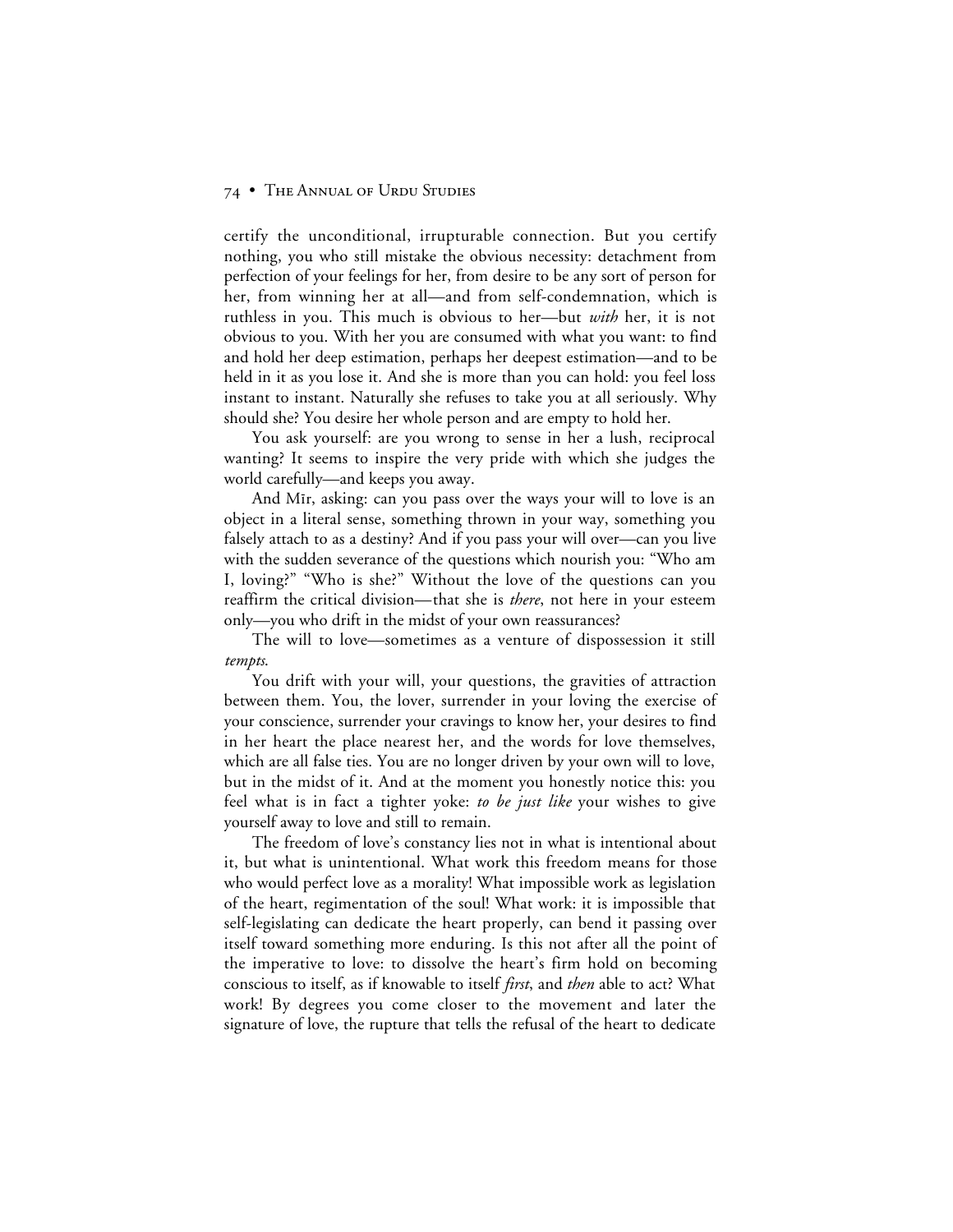certify the unconditional, irruptable connection. But you certify nothing, you who still mistake the obvious necessity: detachment from perfection of your feelings for her, from desire to be any sort of person for her, from winning her at all—and from self-condemnation, which is ruthless in you. This much is obvious to her—but *with* her, it is not obvious to you. With her you are consumed with what you want: to find and hold her deep estimation, perhaps her deepest estimation—and to be held in it as you lose it. And she is more than you can hold: you feel loss instant to instant. Naturally she refuses to take you at all seriously. Why should she? You desire her whole person and are empty to hold her.

You ask yourself: are you wrong to sense in her a lush, reciprocal wanting? It seems to inspire the very pride with which she judges the world carefully—and keeps you away.

And Mīr, asking: can you pass over the ways your will to love is an object in a literal sense, something thrown in your way, something you falsely attach to as a destiny? And if you pass your will over—can you live with the sudden severance of the questions which nourish you: "Who am I, loving?" "Who is she?" Without the love of the questions can you reaffirm the critical division—that she is *there*, not here in your esteem only—you who drift in the midst of your own reassurances?

The will to love—sometimes as a venture of dispossession it still *tempts*.

You drift with your will, your questions, the gravities of attraction between them. You, the lover, surrender in your loving the exercise of your conscience, surrender your cravings to know her, your desires to find in her heart the place nearest her, and the words for love themselves, which are all false ties. You are no longer driven by your own will to love, but in the midst of it. And at the moment you honestly notice this: you feel what is in fact a tighter yoke: *to be just like* your wishes to give yourself away to love and still to remain.

The freedom of love's constancy lies not in what is intentional about it, but what is unintentional. What work this freedom means for those who would perfect love as a morality! What impossible work as legislation of the heart, regimentation of the soul! What work: it is impossible that self-legislating can dedicate the heart properly, can bend it passing over itself toward something more enduring. Is this not after all the point of the imperative to love: to dissolve the heart's firm hold on becoming conscious to itself, as if knowable to itself *first*, and *then* able to act? What work! By degrees you come closer to the movement and later the signature of love, the rupture that tells the refusal of the heart to dedicate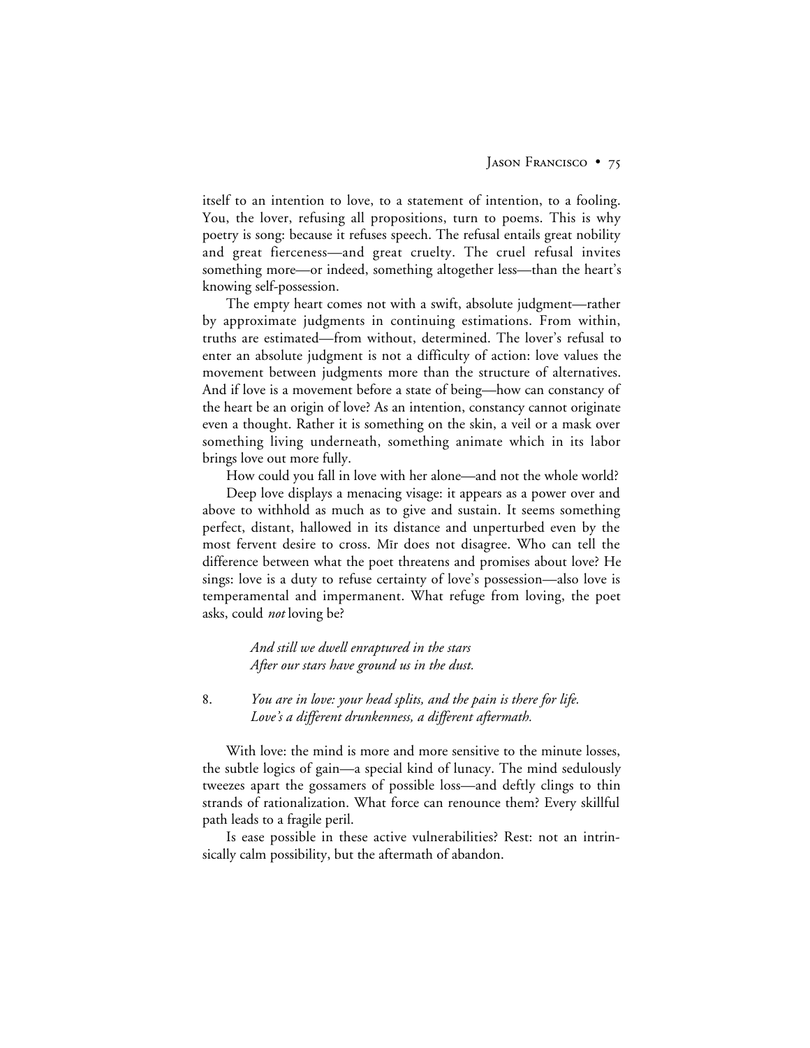itself to an intention to love, to a statement of intention, to a fooling. You, the lover, refusing all propositions, turn to poems. This is why poetry is song: because it refuses speech. The refusal entails great nobility and great fierceness—and great cruelty. The cruel refusal invites something more—or indeed, something altogether less—than the heart's knowing self-possession.

The empty heart comes not with a swift, absolute judgment—rather by approximate judgments in continuing estimations. From within, truths are estimated—from without, determined. The lover's refusal to enter an absolute judgment is not a difficulty of action: love values the movement between judgments more than the structure of alternatives. And if love is a movement before a state of being—how can constancy of the heart be an origin of love? As an intention, constancy cannot originate even a thought. Rather it is something on the skin, a veil or a mask over something living underneath, something animate which in its labor brings love out more fully.

How could you fall in love with her alone—and not the whole world?

Deep love displays a menacing visage: it appears as a power over and above to withhold as much as to give and sustain. It seems something perfect, distant, hallowed in its distance and unperturbed even by the most fervent desire to cross. Mīr does not disagree. Who can tell the difference between what the poet threatens and promises about love? He sings: love is a duty to refuse certainty of love's possession—also love is temperamental and impermanent. What refuge from loving, the poet asks, could *not* loving be?

> *And still we dwell enraptured in the stars*
> *After our stars have ground us in the dust.*

8. *You are in love: your head splits, and the pain is there for life.*
*Love's a different drunkenness, a different aftermath.*

With love: the mind is more and more sensitive to the minute losses, the subtle logics of gain—a special kind of lunacy. The mind sedulously tweezes apart the gossamers of possible loss—and deftly clings to thin strands of rationalization. What force can renounce them? Every skillful path leads to a fragile peril.

Is ease possible in these active vulnerabilities? Rest: not an intrinsically calm possibility, but the aftermath of abandon.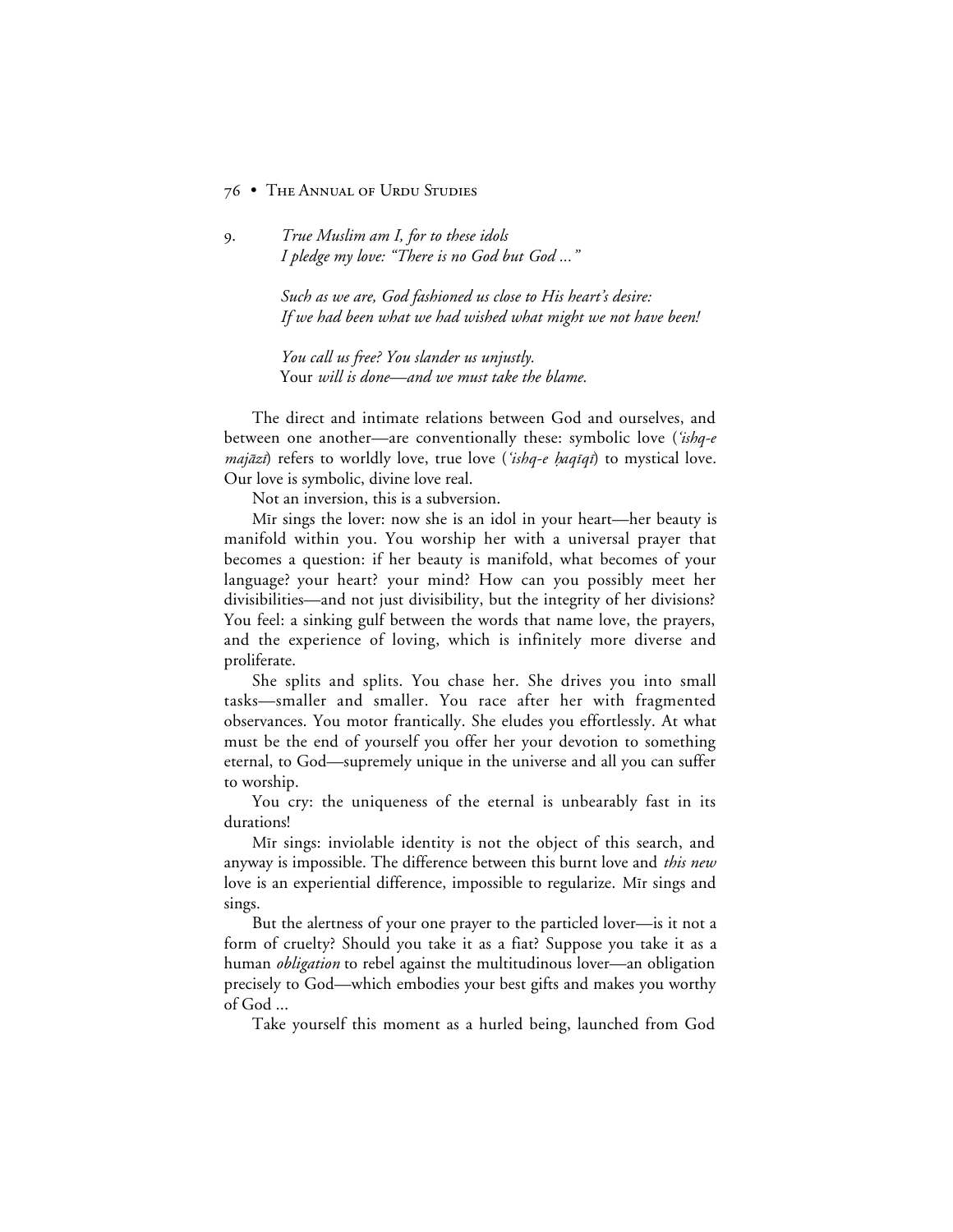9. *True Muslim am I, for to these idols*
*I pledge my love: "There is no God but God ..."*

*Such as we are, God fashioned us close to His heart's desire:*
*If we had been what we had wished what might we not have been!*

*You call us free? You slander us unjustly.*
Your *will is done—and we must take the blame.*

The direct and intimate relations between God and ourselves, and between one another—are conventionally these: symbolic love (*'ishq-e majāzī*) refers to worldly love, true love (*'ishq-e ḥaqīqī*) to mystical love. Our love is symbolic, divine love real.

Not an inversion, this is a subversion.

Mīr sings the lover: now she is an idol in your heart—her beauty is manifold within you. You worship her with a universal prayer that becomes a question: if her beauty is manifold, what becomes of your language? your heart? your mind? How can you possibly meet her divisibilities—and not just divisibility, but the integrity of her divisions? You feel: a sinking gulf between the words that name love, the prayers, and the experience of loving, which is infinitely more diverse and proliferate.

She splits and splits. You chase her. She drives you into small tasks—smaller and smaller. You race after her with fragmented observances. You motor frantically. She eludes you effortlessly. At what must be the end of yourself you offer her your devotion to something eternal, to God—supremely unique in the universe and all you can suffer to worship.

You cry: the uniqueness of the eternal is unbearably fast in its durations!

Mīr sings: inviolable identity is not the object of this search, and anyway is impossible. The difference between this burnt love and *this new* love is an experiential difference, impossible to regularize. Mīr sings and sings.

But the alertness of your one prayer to the particled lover—is it not a form of cruelty? Should you take it as a fiat? Suppose you take it as a human *obligation* to rebel against the multitudinous lover—an obligation precisely to God—which embodies your best gifts and makes you worthy of God ...

Take yourself this moment as a hurled being, launched from God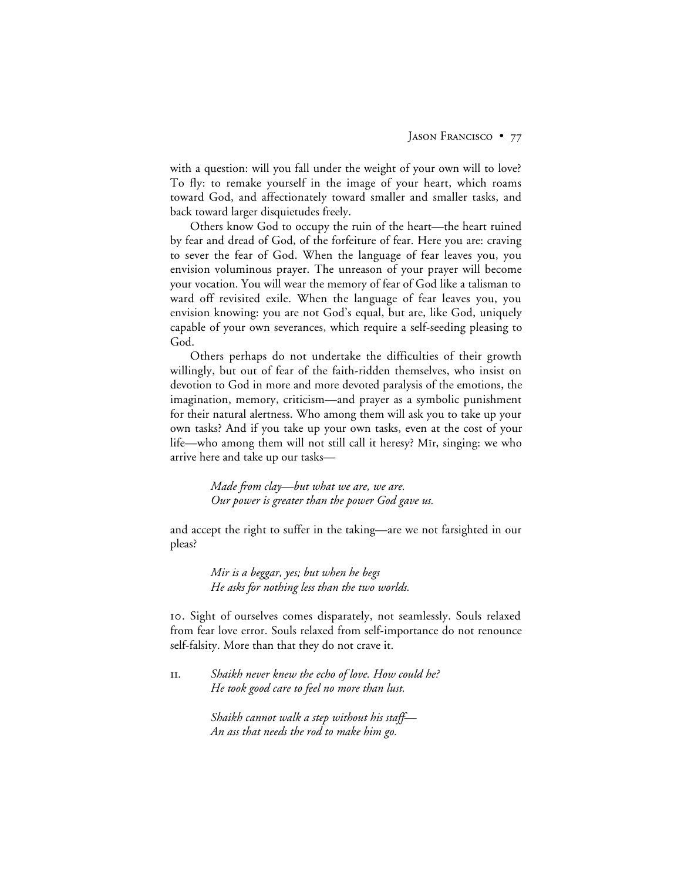with a question: will you fall under the weight of your own will to love? To fly: to remake yourself in the image of your heart, which roams toward God, and affectionately toward smaller and smaller tasks, and back toward larger disquietudes freely.

Others know God to occupy the ruin of the heart—the heart ruined by fear and dread of God, of the forfeiture of fear. Here you are: craving to sever the fear of God. When the language of fear leaves you, you envision voluminous prayer. The unreason of your prayer will become your vocation. You will wear the memory of fear of God like a talisman to ward off revisited exile. When the language of fear leaves you, you envision knowing: you are not God's equal, but are, like God, uniquely capable of your own severances, which require a self-seeding pleasing to God.

Others perhaps do not undertake the difficulties of their growth willingly, but out of fear of the faith-ridden themselves, who insist on devotion to God in more and more devoted paralysis of the emotions, the imagination, memory, criticism—and prayer as a symbolic punishment for their natural alertness. Who among them will ask you to take up your own tasks? And if you take up your own tasks, even at the cost of your life—who among them will not still call it heresy? Mīr, singing: we who arrive here and take up our tasks—

> *Made from clay—but what we are, we are.*
> *Our power is greater than the power God gave us.*

and accept the right to suffer in the taking—are we not farsighted in our pleas?

> *Mir is a beggar, yes; but when he begs*
> *He asks for nothing less than the two worlds.*

10. Sight of ourselves comes disparately, not seamlessly. Souls relaxed from fear love error. Souls relaxed from self-importance do not renounce self-falsity. More than that they do not crave it.

11.
> *Shaikh never knew the echo of love. How could he?*
> *He took good care to feel no more than lust.*
>
> *Shaikh cannot walk a step without his staff—*
> *An ass that needs the rod to make him go.*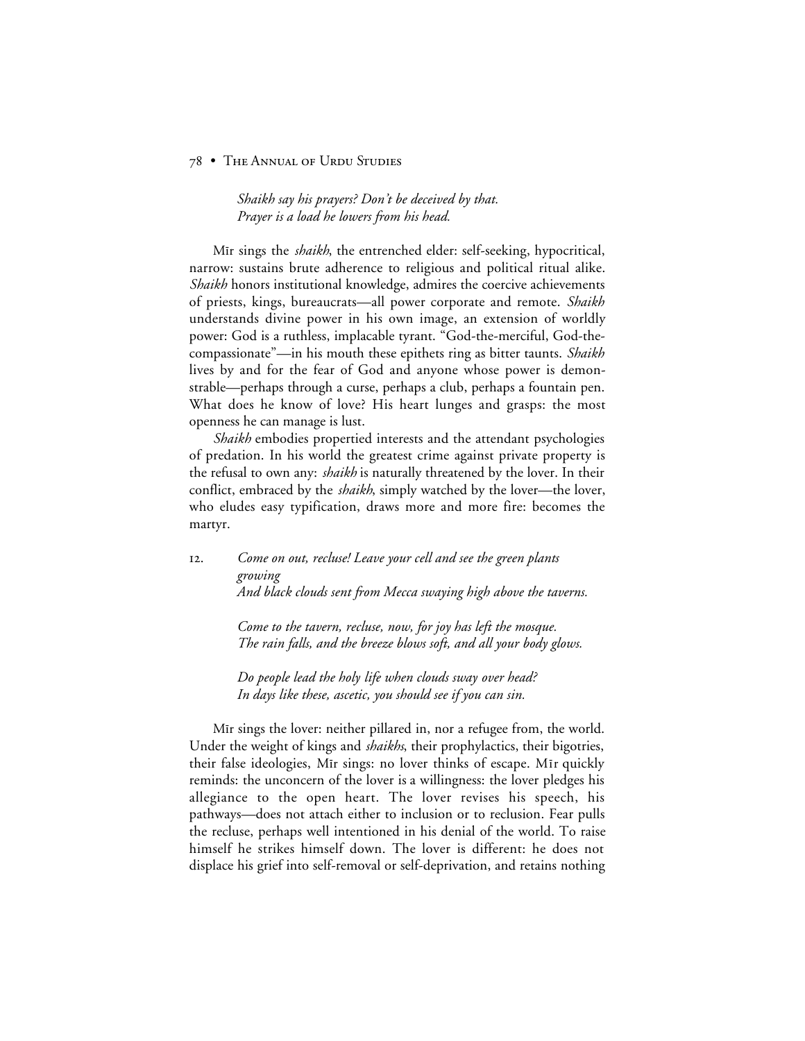*Shaikh say his prayers? Don't be deceived by that.*
*Prayer is a load he lowers from his head.*

Mīr sings the *shaikh*, the entrenched elder: self-seeking, hypocritical, narrow: sustains brute adherence to religious and political ritual alike. *Shaikh* honors institutional knowledge, admires the coercive achievements of priests, kings, bureaucrats—all power corporate and remote. *Shaikh* understands divine power in his own image, an extension of worldly power: God is a ruthless, implacable tyrant. "God-the-merciful, God-the-compassionate"—in his mouth these epithets ring as bitter taunts. *Shaikh* lives by and for the fear of God and anyone whose power is demonstrable—perhaps through a curse, perhaps a club, perhaps a fountain pen. What does he know of love? His heart lunges and grasps: the most openness he can manage is lust.

*Shaikh* embodies propertied interests and the attendant psychologies of predation. In his world the greatest crime against private property is the refusal to own any: *shaikh* is naturally threatened by the lover. In their conflict, embraced by the *shaikh*, simply watched by the lover—the lover, who eludes easy typification, draws more and more fire: becomes the martyr.

12. *Come on out, recluse! Leave your cell and see the green plants growing*
*And black clouds sent from Mecca swaying high above the taverns.*

*Come to the tavern, recluse, now, for joy has left the mosque.*
*The rain falls, and the breeze blows soft, and all your body glows.*

*Do people lead the holy life when clouds sway over head?*
*In days like these, ascetic, you should see if you can sin.*

Mīr sings the lover: neither pillared in, nor a refugee from, the world. Under the weight of kings and *shaikhs*, their prophylactics, their bigotries, their false ideologies, Mīr sings: no lover thinks of escape. Mīr quickly reminds: the unconcern of the lover is a willingness: the lover pledges his allegiance to the open heart. The lover revises his speech, his pathways—does not attach either to inclusion or to reclusion. Fear pulls the recluse, perhaps well intentioned in his denial of the world. To raise himself he strikes himself down. The lover is different: he does not displace his grief into self-removal or self-deprivation, and retains nothing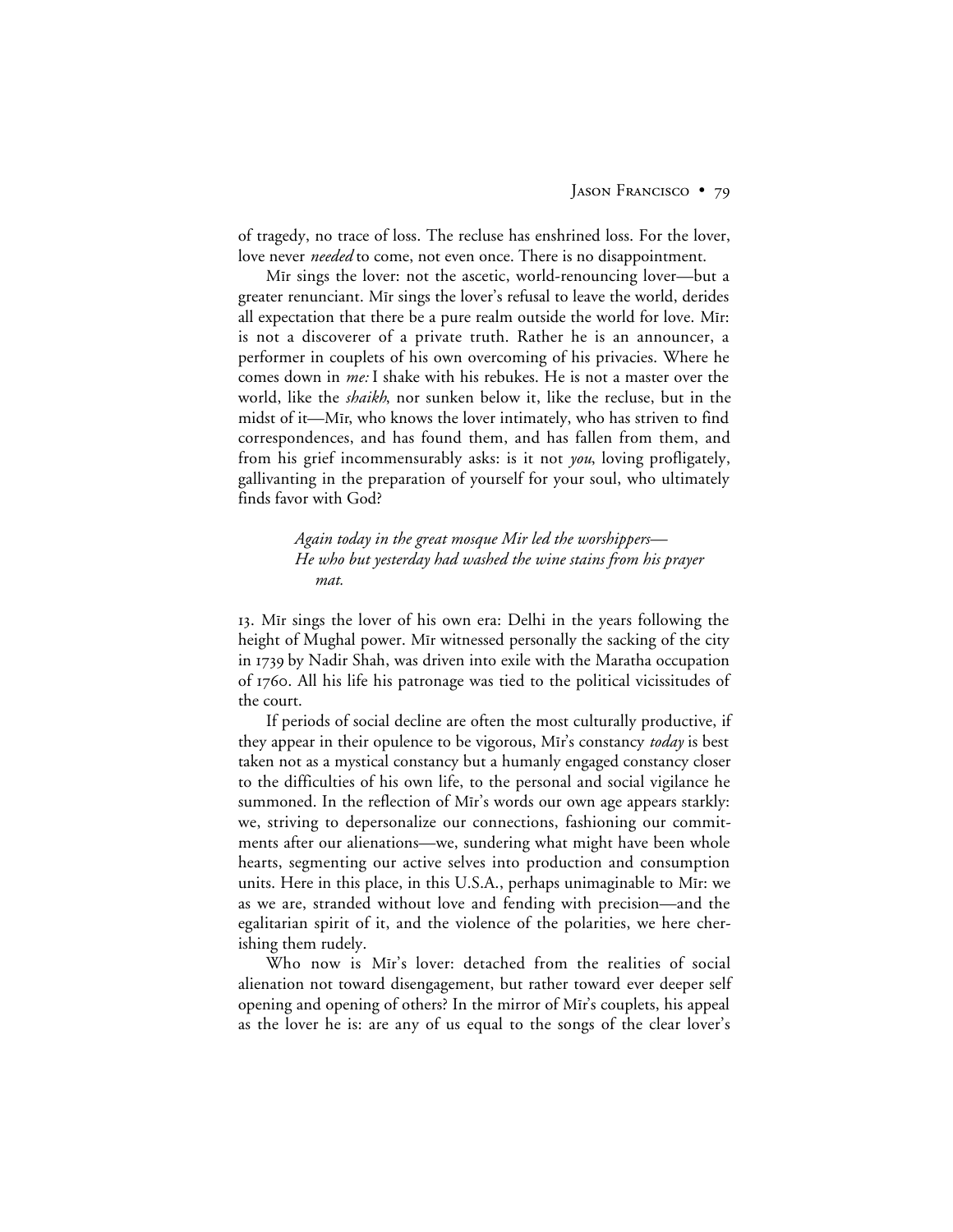of tragedy, no trace of loss. The recluse has enshrined loss. For the lover, love never *needed* to come, not even once. There is no disappointment.

Mīr sings the lover: not the ascetic, world-renouncing lover—but a greater renunciant. Mīr sings the lover's refusal to leave the world, derides all expectation that there be a pure realm outside the world for love. Mīr: is not a discoverer of a private truth. Rather he is an announcer, a performer in couplets of his own overcoming of his privacies. Where he comes down in *me:* I shake with his rebukes. He is not a master over the world, like the *shaikh*, nor sunken below it, like the recluse, but in the midst of it—Mīr, who knows the lover intimately, who has striven to find correspondences, and has found them, and has fallen from them, and from his grief incommensurably asks: is it not *you*, loving profligately, gallivanting in the preparation of yourself for your soul, who ultimately finds favor with God?

> *Again today in the great mosque Mir led the worshippers—*
> *He who but yesterday had washed the wine stains from his prayer mat.*

13. Mīr sings the lover of his own era: Delhi in the years following the height of Mughal power. Mīr witnessed personally the sacking of the city in 1739 by Nadir Shah, was driven into exile with the Maratha occupation of 1760. All his life his patronage was tied to the political vicissitudes of the court.

If periods of social decline are often the most culturally productive, if they appear in their opulence to be vigorous, Mīr's constancy *today* is best taken not as a mystical constancy but a humanly engaged constancy closer to the difficulties of his own life, to the personal and social vigilance he summoned. In the reflection of Mīr's words our own age appears starkly: we, striving to depersonalize our connections, fashioning our commitments after our alienations—we, sundering what might have been whole hearts, segmenting our active selves into production and consumption units. Here in this place, in this U.S.A., perhaps unimaginable to Mīr: we as we are, stranded without love and fending with precision—and the egalitarian spirit of it, and the violence of the polarities, we here cherishing them rudely.

Who now is Mīr's lover: detached from the realities of social alienation not toward disengagement, but rather toward ever deeper self opening and opening of others? In the mirror of Mīr's couplets, his appeal as the lover he is: are any of us equal to the songs of the clear lover's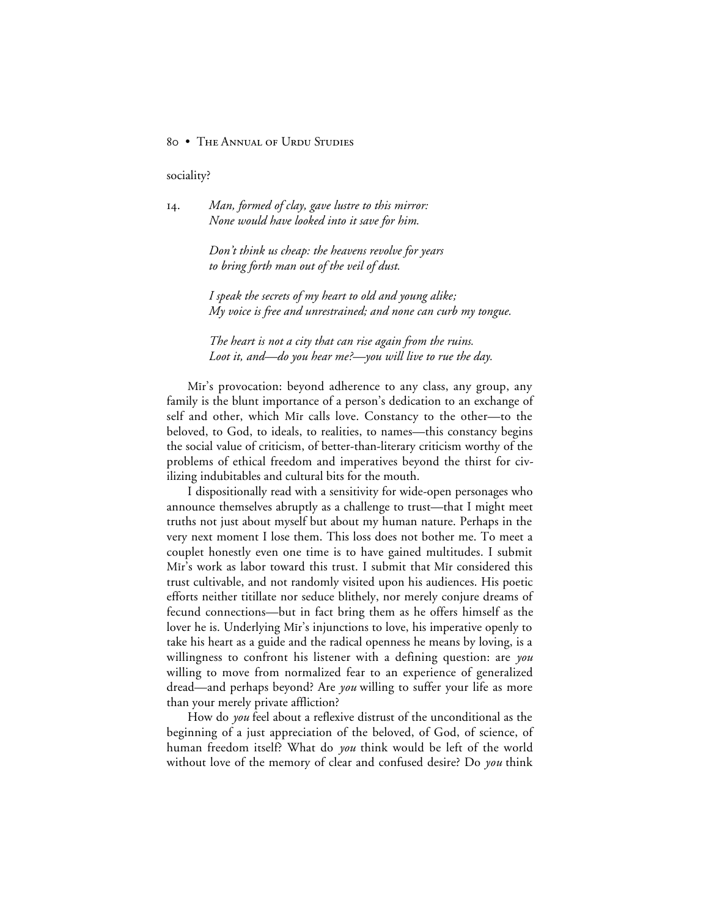sociality?

14. *Man, formed of clay, gave lustre to this mirror:*
    *None would have looked into it save for him.*

    *Don't think us cheap: the heavens revolve for years*
    *to bring forth man out of the veil of dust.*

    *I speak the secrets of my heart to old and young alike;*
    *My voice is free and unrestrained; and none can curb my tongue.*

    *The heart is not a city that can rise again from the ruins.*
    *Loot it, and—do you hear me?—you will live to rue the day.*

Mīr's provocation: beyond adherence to any class, any group, any family is the blunt importance of a person's dedication to an exchange of self and other, which Mīr calls love. Constancy to the other—to the beloved, to God, to ideals, to realities, to names—this constancy begins the social value of criticism, of better-than-literary criticism worthy of the problems of ethical freedom and imperatives beyond the thirst for civilizing indubitables and cultural bits for the mouth.

I dispositionally read with a sensitivity for wide-open personages who announce themselves abruptly as a challenge to trust—that I might meet truths not just about myself but about my human nature. Perhaps in the very next moment I lose them. This loss does not bother me. To meet a couplet honestly even one time is to have gained multitudes. I submit Mīr's work as labor toward this trust. I submit that Mīr considered this trust cultivable, and not randomly visited upon his audiences. His poetic efforts neither titillate nor seduce blithely, nor merely conjure dreams of fecund connections—but in fact bring them as he offers himself as the lover he is. Underlying Mīr's injunctions to love, his imperative openly to take his heart as a guide and the radical openness he means by loving, is a willingness to confront his listener with a defining question: are *you* willing to move from normalized fear to an experience of generalized dread—and perhaps beyond? Are *you* willing to suffer your life as more than your merely private affliction?

How do *you* feel about a reflexive distrust of the unconditional as the beginning of a just appreciation of the beloved, of God, of science, of human freedom itself? What do *you* think would be left of the world without love of the memory of clear and confused desire? Do *you* think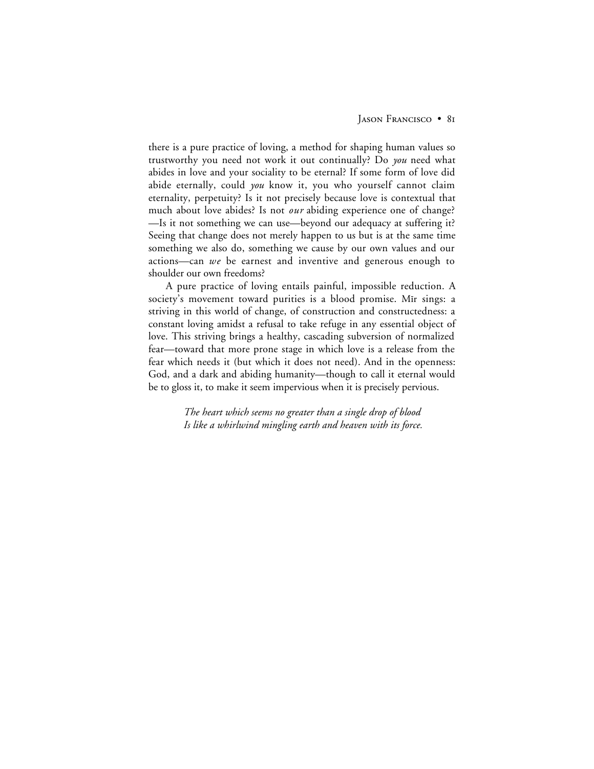there is a pure practice of loving, a method for shaping human values so trustworthy you need not work it out continually? Do *you* need what abides in love and your sociality to be eternal? If some form of love did abide eternally, could *you* know it, you who yourself cannot claim eternality, perpetuity? Is it not precisely because love is contextual that much about love abides? Is not *our* abiding experience one of change? —Is it not something we can use—beyond our adequacy at suffering it? Seeing that change does not merely happen to us but is at the same time something we also do, something we cause by our own values and our actions—can *we* be earnest and inventive and generous enough to shoulder our own freedoms?

A pure practice of loving entails painful, impossible reduction. A society's movement toward purities is a blood promise. Mīr sings: a striving in this world of change, of construction and constructedness: a constant loving amidst a refusal to take refuge in any essential object of love. This striving brings a healthy, cascading subversion of normalized fear—toward that more prone stage in which love is a release from the fear which needs it (but which it does not need). And in the openness: God, and a dark and abiding humanity—though to call it eternal would be to gloss it, to make it seem impervious when it is precisely pervious.

> *The heart which seems no greater than a single drop of blood*
> *Is like a whirlwind mingling earth and heaven with its force.*